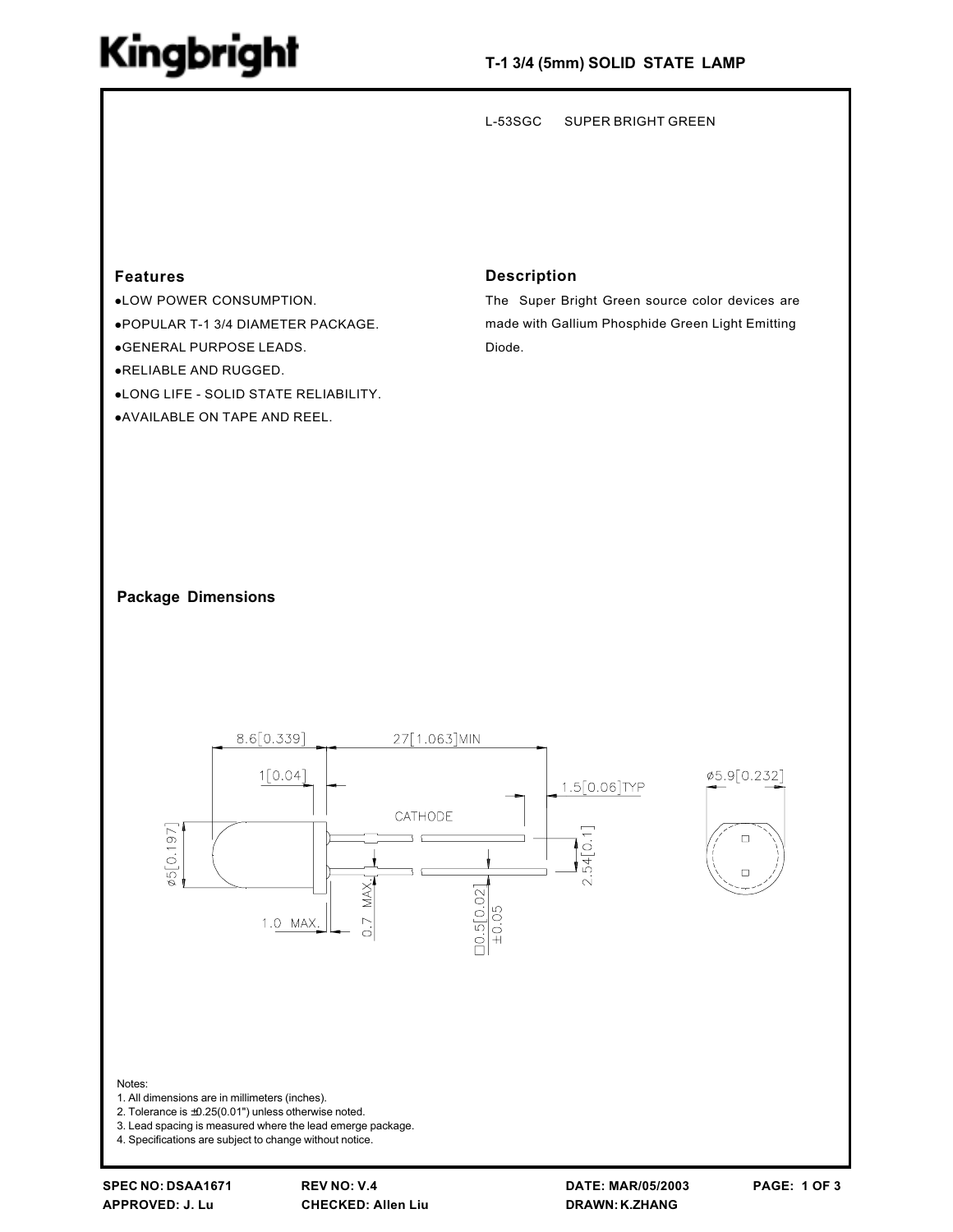# Kingbright

**T-1 3/4 (5mm) SOLID STATE LAMP**

L-53SGC SUPER BRIGHT GREEN

## Features

- LOW POWER CONSUMPTION.
- POPULAR T-1 3/4 DIAMETER PACKAGE.
- GENERAL PURPOSE LEADS.
- RELIABLE AND RUGGED.
- LONG LIFE - SOLID STATE RELIABILITY.
- AVAILABLE ON TAPE AND REEL.

## Description

The Super Bright Green source color devices are made with Gallium Phosphide Green Light Emitting Diode.

## Package Dimensions

8.6[0.339] 27[1.063]MIN 1[0.04] 1.5[0.06]TYP ø5.9[0.232] CATHODE ø5[0.197] 2.54[0.1] 1.0 MAX. 0.7 MAX. □0.5[0.02] ±0.05

Notes:
1. All dimensions are in millimeters (inches).
2. Tolerance is ±0.25(0.01") unless otherwise noted.
3. Lead spacing is measured where the lead emerge package.
4. Specifications are subject to change without notice.

**SPEC NO: DSAA1671** **REV NO: V.4** **DATE: MAR/05/2003**
**APPROVED: J. Lu** **CHECKED: Allen Liu** **DRAWN: K.ZHANG**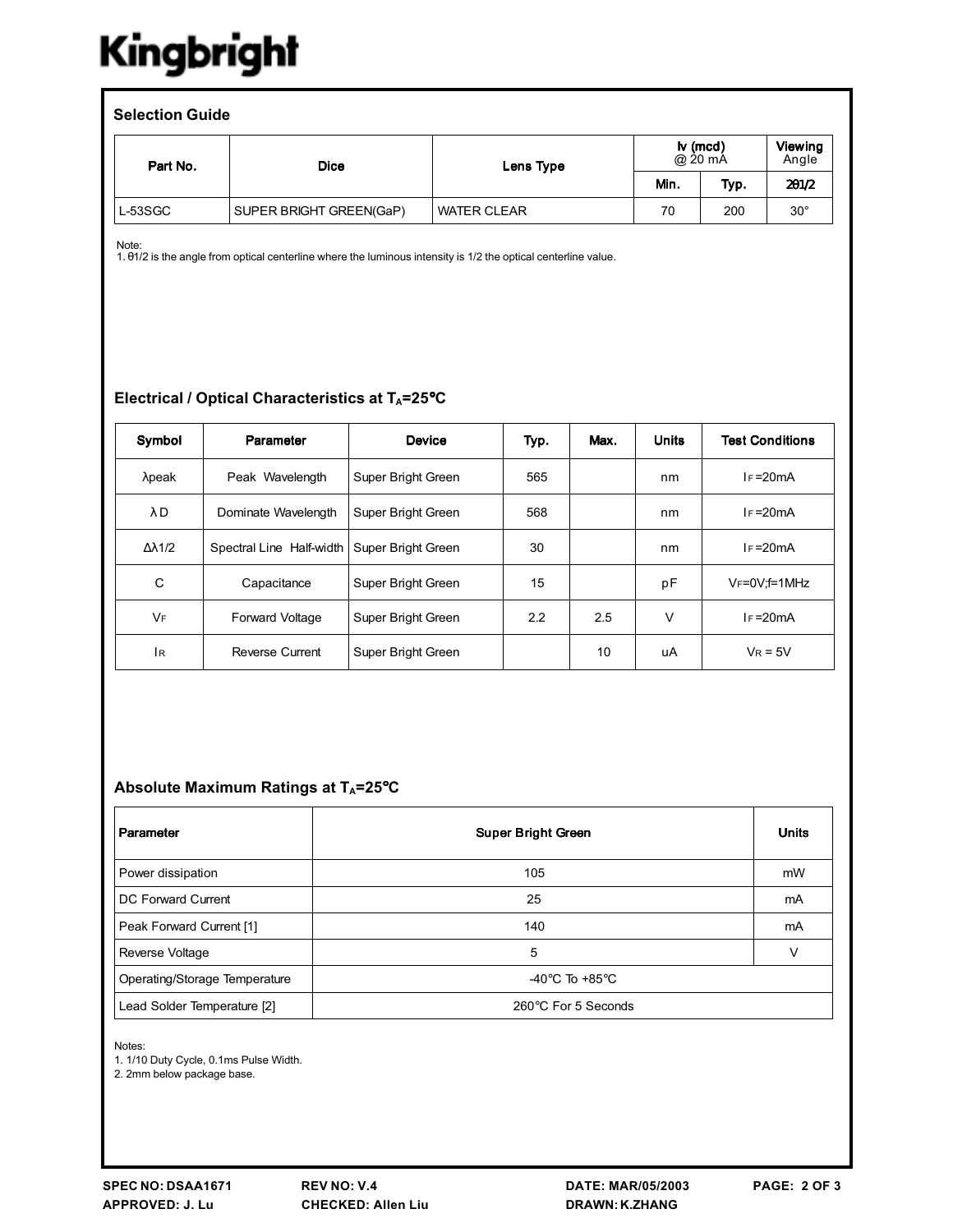## Selection Guide

| Part No. | Dice | Lens Type | Iv (mcd) @ 20 mA | | Viewing Angle |
|---|---|---|---|---|---|
| | | | Min. | Typ. | 2θ1/2 |
| L-53SGC | SUPER BRIGHT GREEN(GaP) | WATER CLEAR | 70 | 200 | 30° |

Note:
1. θ1/2 is the angle from optical centerline where the luminous intensity is 1/2 the optical centerline value.

## Electrical / Optical Characteristics at $T_A$=25°C

| Symbol | Parameter | Device | Typ. | Max. | Units | Test Conditions |
|---|---|---|---|---|---|---|
| λpeak | Peak Wavelength | Super Bright Green | 565 | | nm | $I_F$=20mA |
| λD | Dominate Wavelength | Super Bright Green | 568 | | nm | $I_F$=20mA |
| Δλ1/2 | Spectral Line Half-width | Super Bright Green | 30 | | nm | $I_F$=20mA |
| C | Capacitance | Super Bright Green | 15 | | pF | $V_F$=0V;f=1MHz |
| $V_F$ | Forward Voltage | Super Bright Green | 2.2 | 2.5 | V | $I_F$=20mA |
| $I_R$ | Reverse Current | Super Bright Green | | 10 | uA | $V_R$ = 5V |

## Absolute Maximum Ratings at $T_A$=25°C

| Parameter | Super Bright Green | Units |
|---|---|---|
| Power dissipation | 105 | mW |
| DC Forward Current | 25 | mA |
| Peak Forward Current [1] | 140 | mA |
| Reverse Voltage | 5 | V |
| Operating/Storage Temperature | -40°C To +85°C | |
| Lead Solder Temperature [2] | 260°C For 5 Seconds | |

Notes:
1. 1/10 Duty Cycle, 0.1ms Pulse Width.
2. 2mm below package base.

SPEC NO: DSAA1671 REV NO: V.4 DATE: MAR/05/2003
APPROVED: J. Lu CHECKED: Allen Liu DRAWN: K.ZHANG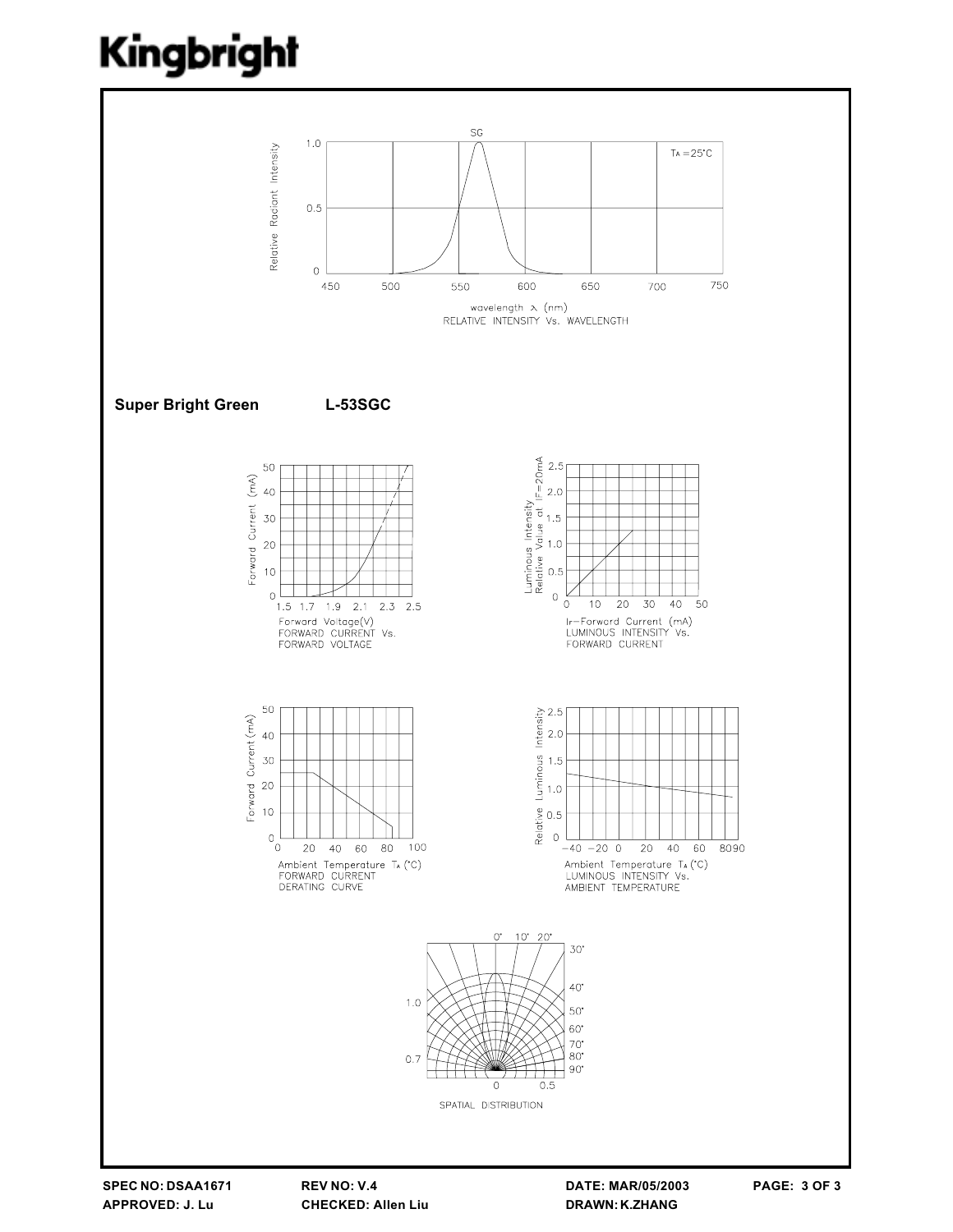SG

1.0

0.5

0

Relative Radiant Intensity

$T_A = 25°C$

450 500 550 600 650 700 750

wavelength λ (nm)

RELATIVE INTENSITY Vs. WAVELENGTH

**Super Bright Green** **L-53SGC**

Forward Current (mA)

50 40 30 20 10 0

1.5 1.7 1.9 2.1 2.3 2.5

Forward Voltage(V)

FORWARD CURRENT Vs. FORWARD VOLTAGE

Luminous Intensity Relative Value at IF=20mA

2.5 2.0 1.5 1.0 0.5 0

0 10 20 30 40 50

IF–Forward Current (mA)

LUMINOUS INTENSITY Vs. FORWARD CURRENT

Forward Current (mA)

50 40 30 20 10 0

0 20 40 60 80 100

Ambient Temperature $T_A$ (°C)

FORWARD CURRENT DERATING CURVE

Relative Luminous Intensity

2.5 2.0 1.5 1.0 0.5 0

−40 −20 0 20 40 60 80 90

Ambient Temperature $T_A$ (°C)

LUMINOUS INTENSITY Vs. AMBIENT TEMPERATURE

0° 10° 20° 30° 40° 50° 60° 70° 80° 90°

1.0

0.7

0 0.5

SPATIAL DISTRIBUTION

**SPEC NO: DSAA1671** **REV NO: V.4** **DATE: MAR/05/2003**

**APPROVED: J. Lu** **CHECKED: Allen Liu** **DRAWN: K.ZHANG**